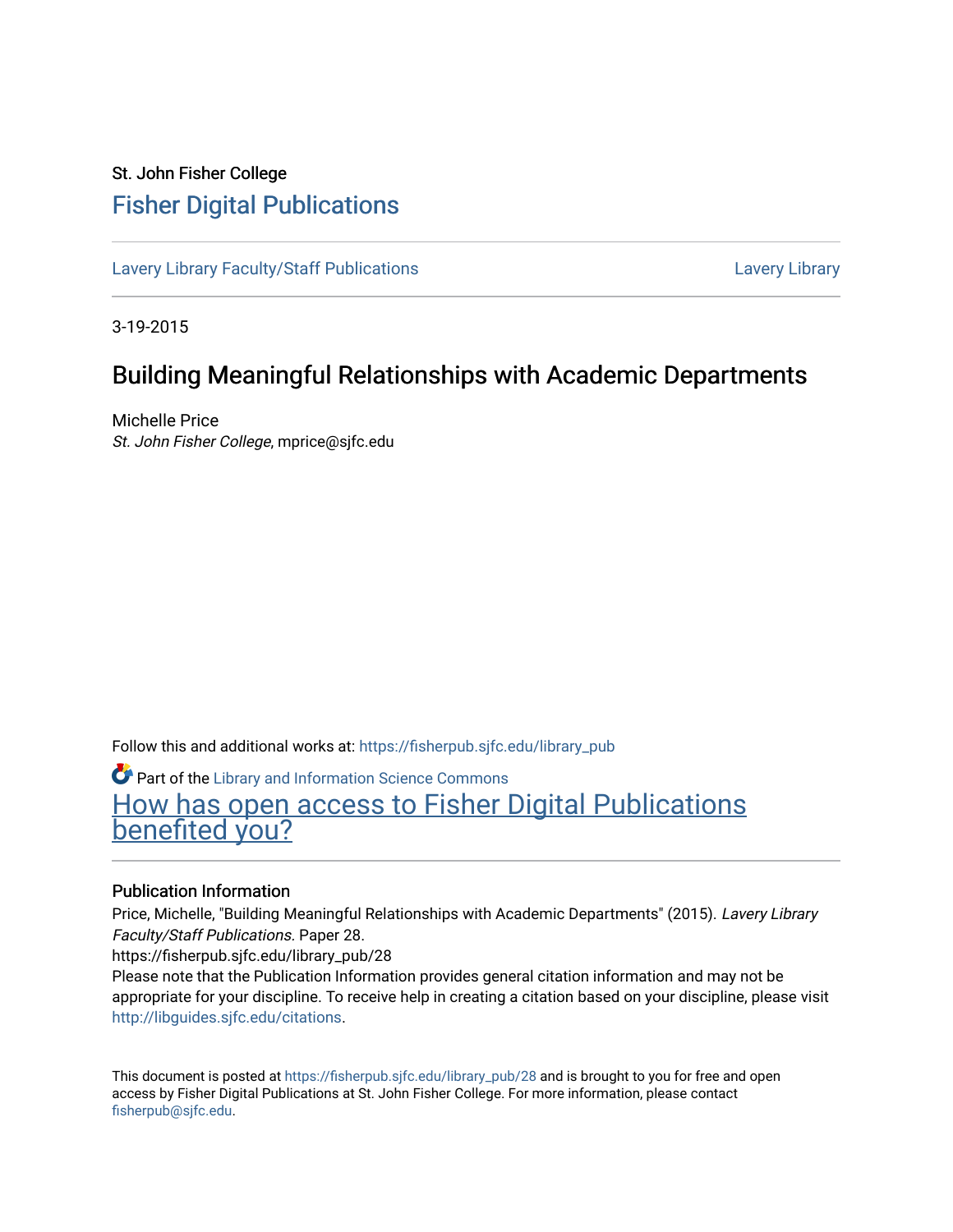St. John Fisher College

# Fisher Digital Publications

Lavery Library Faculty/Staff Publications | Lavery Library

3-19-2015

## Building Meaningful Relationships with Academic Departments

Michelle Price
*St. John Fisher College*, mprice@sjfc.edu

Follow this and additional works at: https://fisherpub.sjfc.edu/library_pub

Part of the Library and Information Science Commons

How has open access to Fisher Digital Publications benefited you?

### Publication Information

Price, Michelle, "Building Meaningful Relationships with Academic Departments" (2015). *Lavery Library Faculty/Staff Publications.* Paper 28.
https://fisherpub.sjfc.edu/library_pub/28
Please note that the Publication Information provides general citation information and may not be appropriate for your discipline. To receive help in creating a citation based on your discipline, please visit http://libguides.sjfc.edu/citations.

This document is posted at https://fisherpub.sjfc.edu/library_pub/28 and is brought to you for free and open access by Fisher Digital Publications at St. John Fisher College. For more information, please contact fisherpub@sjfc.edu.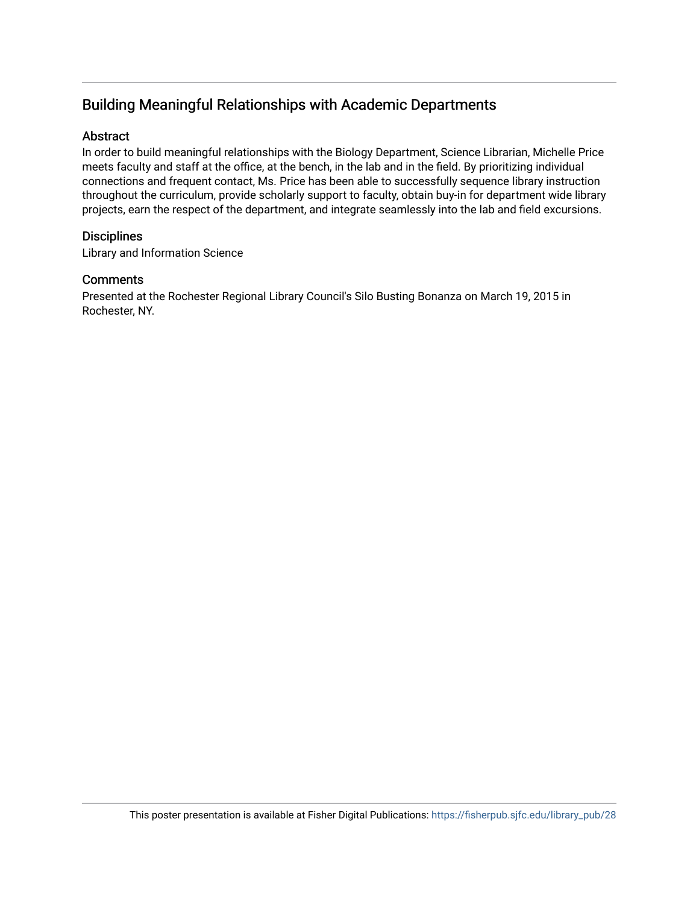# Building Meaningful Relationships with Academic Departments

## Abstract

In order to build meaningful relationships with the Biology Department, Science Librarian, Michelle Price meets faculty and staff at the office, at the bench, in the lab and in the field. By prioritizing individual connections and frequent contact, Ms. Price has been able to successfully sequence library instruction throughout the curriculum, provide scholarly support to faculty, obtain buy-in for department wide library projects, earn the respect of the department, and integrate seamlessly into the lab and field excursions.

## Disciplines

Library and Information Science

## Comments

Presented at the Rochester Regional Library Council's Silo Busting Bonanza on March 19, 2015 in Rochester, NY.

This poster presentation is available at Fisher Digital Publications: https://fisherpub.sjfc.edu/library_pub/28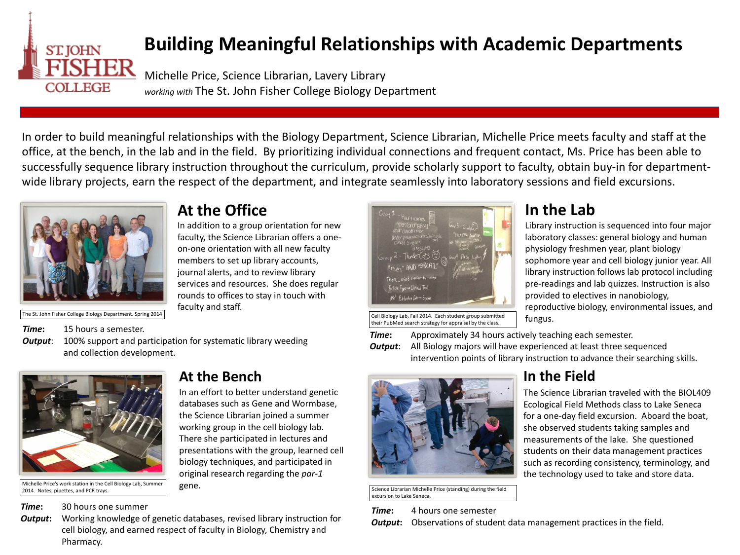# Building Meaningful Relationships with Academic Departments

Michelle Price, Science Librarian, Lavery Library
*working with* The St. John Fisher College Biology Department

In order to build meaningful relationships with the Biology Department, Science Librarian, Michelle Price meets faculty and staff at the office, at the bench, in the lab and in the field. By prioritizing individual connections and frequent contact, Ms. Price has been able to successfully sequence library instruction throughout the curriculum, provide scholarly support to faculty, obtain buy-in for department-wide library projects, earn the respect of the department, and integrate seamlessly into laboratory sessions and field excursions.

## At the Office

The St. John Fisher College Biology Department. Spring 2014

In addition to a group orientation for new faculty, the Science Librarian offers a one-on-one orientation with all new faculty members to set up library accounts, journal alerts, and to review library services and resources. She does regular rounds to offices to stay in touch with faculty and staff.

***Time*:** 15 hours a semester.
***Output*:** 100% support and participation for systematic library weeding and collection development.

## At the Bench

Michelle Price's work station in the Cell Biology Lab, Summer 2014. Notes, pipettes, and PCR trays.

In an effort to better understand genetic databases such as Gene and Wormbase, the Science Librarian joined a summer working group in the cell biology lab. There she participated in lectures and presentations with the group, learned cell biology techniques, and participated in original research regarding the *par-1* gene.

***Time*:** 30 hours one summer
***Output*:** Working knowledge of genetic databases, revised library instruction for cell biology, and earned respect of faculty in Biology, Chemistry and Pharmacy.

## In the Lab

Cell Biology Lab, Fall 2014. Each student group submitted their PubMed search strategy for appraisal by the class.

Library instruction is sequenced into four major laboratory classes: general biology and human physiology freshmen year, plant biology sophomore year and cell biology junior year. All library instruction follows lab protocol including pre-readings and lab quizzes. Instruction is also provided to electives in nanobiology, reproductive biology, environmental issues, and fungus.

***Time*:** Approximately 34 hours actively teaching each semester.
***Output*:** All Biology majors will have experienced at least three sequenced intervention points of library instruction to advance their searching skills.

## In the Field

Science Librarian Michelle Price (standing) during the field excursion to Lake Seneca.

The Science Librarian traveled with the BIOL409 Ecological Field Methods class to Lake Seneca for a one-day field excursion. Aboard the boat, she observed students taking samples and measurements of the lake. She questioned students on their data management practices such as recording consistency, terminology, and the technology used to take and store data.

***Time*:** 4 hours one semester
***Output*:** Observations of student data management practices in the field.